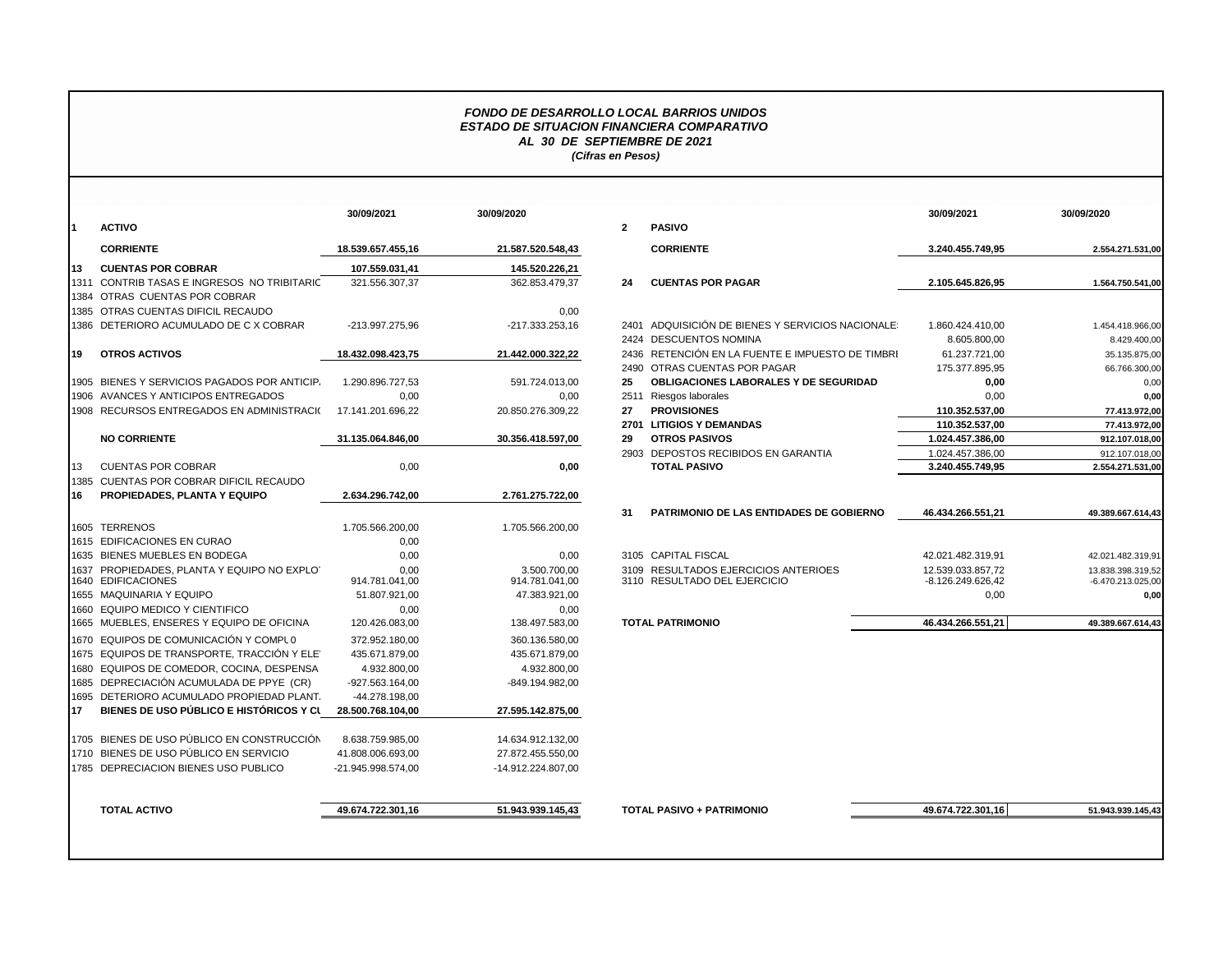***FONDO DE DESARROLLO LOCAL BARRIOS UNIDOS***
***ESTADO DE SITUACION FINANCIERA COMPARATIVO***
***AL 30 DE SEPTIEMBRE DE 2021***
***(Cifras en Pesos)***

| | | 30/09/2021 | 30/09/2020 |
|---|---|---|---|
| **1** | **ACTIVO** | | |
| | **CORRIENTE** | **18.539.657.455,16** | **21.587.520.548,43** |
| **13** | **CUENTAS POR COBRAR** | **107.559.031,41** | **145.520.226,21** |
| 1311 | CONTRIB TASAS E INGRESOS NO TRIBITARIC | 321.556.307,37 | 362.853.479,37 |
| 1384 | OTRAS CUENTAS POR COBRAR | | |
| 1385 | OTRAS CUENTAS DIFICIL RECAUDO | | 0,00 |
| 1386 | DETERIORO ACUMULADO DE C X COBRAR | -213.997.275,96 | -217.333.253,16 |
| **19** | **OTROS ACTIVOS** | **18.432.098.423,75** | **21.442.000.322,22** |
| 1905 | BIENES Y SERVICIOS PAGADOS POR ANTICIP. | 1.290.896.727,53 | 591.724.013,00 |
| 1906 | AVANCES Y ANTICIPOS ENTREGADOS | 0,00 | 0,00 |
| 1908 | RECURSOS ENTREGADOS EN ADMINISTRACIO | 17.141.201.696,22 | 20.850.276.309,22 |
| | **NO CORRIENTE** | **31.135.064.846,00** | **30.356.418.597,00** |
| 13 | CUENTAS POR COBRAR | 0,00 | **0,00** |
| 1385 | CUENTAS POR COBRAR DIFICIL RECAUDO | | |
| **16** | **PROPIEDADES, PLANTA Y EQUIPO** | **2.634.296.742,00** | **2.761.275.722,00** |
| 1605 | TERRENOS | 1.705.566.200,00 | 1.705.566.200,00 |
| 1615 | EDIFICACIONES EN CURAO | 0,00 | |
| 1635 | BIENES MUEBLES EN BODEGA | 0,00 | 0,00 |
| 1637 | PROPIEDADES, PLANTA Y EQUIPO NO EXPLO | 0,00 | 3.500.700,00 |
| 1640 | EDIFICACIONES | 914.781.041,00 | 914.781.041,00 |
| 1655 | MAQUINARIA Y EQUIPO | 51.807.921,00 | 47.383.921,00 |
| 1660 | EQUIPO MEDICO Y CIENTIFICO | 0,00 | 0,00 |
| 1665 | MUEBLES, ENSERES Y EQUIPO DE OFICINA | 120.426.083,00 | 138.497.583,00 |
| 1670 | EQUIPOS DE COMUNICACIÓN Y COMPU 0 | 372.952.180,00 | 360.136.580,00 |
| 1675 | EQUIPOS DE TRANSPORTE, TRACCIÓN Y ELE | 435.671.879,00 | 435.671.879,00 |
| 1680 | EQUIPOS DE COMEDOR, COCINA, DESPENSA | 4.932.800,00 | 4.932.800,00 |
| 1685 | DEPRECIACIÓN ACUMULADA DE PPYE (CR) | -927.563.164,00 | -849.194.982,00 |
| 1695 | DETERIORO ACUMULADO PROPIEDAD PLANT. | -44.278.198,00 | |
| **17** | **BIENES DE USO PÚBLICO E HISTÓRICOS Y CU** | **28.500.768.104,00** | **27.595.142.875,00** |
| 1705 | BIENES DE USO PÚBLICO EN CONSTRUCCIÓN | 8.638.759.985,00 | 14.634.912.132,00 |
| 1710 | BIENES DE USO PÚBLICO EN SERVICIO | 41.808.006.693,00 | 27.872.455.550,00 |
| 1785 | DEPRECIACION BIENES USO PUBLICO | -21.945.998.574,00 | -14.912.224.807,00 |
| | **TOTAL ACTIVO** | **49.674.722.301,16** | **51.943.939.145,43** |

| | | 30/09/2021 | 30/09/2020 |
|---|---|---|---|
| **2** | **PASIVO** | | |
| | **CORRIENTE** | **3.240.455.749,95** | **2.554.271.531,00** |
| **24** | **CUENTAS POR PAGAR** | **2.105.645.826,95** | **1.564.750.541,00** |
| 2401 | ADQUISICIÓN DE BIENES Y SERVICIOS NACIONALE | 1.860.424.410,00 | 1.454.418.966,00 |
| 2424 | DESCUENTOS NOMINA | 8.605.800,00 | 8.429.400,00 |
| 2436 | RETENCIÓN EN LA FUENTE E IMPUESTO DE TIMBRI | 61.237.721,00 | 35.135.875,00 |
| 2490 | OTRAS CUENTAS POR PAGAR | 175.377.895,95 | 66.766.300,00 |
| **25** | **OBLIGACIONES LABORALES Y DE SEGURIDAD** | **0,00** | 0,00 |
| 2511 | Riesgos laborales | 0,00 | **0,00** |
| **27** | **PROVISIONES** | **110.352.537,00** | **77.413.972,00** |
| **2701** | **LITIGIOS Y DEMANDAS** | **110.352.537,00** | **77.413.972,00** |
| **29** | **OTROS PASIVOS** | **1.024.457.386,00** | **912.107.018,00** |
| 2903 | DEPOSTOS RECIBIDOS EN GARANTIA | 1.024.457.386,00 | 912.107.018,00 |
| | **TOTAL PASIVO** | **3.240.455.749,95** | **2.554.271.531,00** |
| **31** | **PATRIMONIO DE LAS ENTIDADES DE GOBIERNO** | **46.434.266.551,21** | **49.389.667.614,43** |
| 3105 | CAPITAL FISCAL | 42.021.482.319,91 | 42.021.482.319,91 |
| 3109 | RESULTADOS EJERCICIOS ANTERIOES | 12.539.033.857,72 | 13.838.398.319,52 |
| 3110 | RESULTADO DEL EJERCICIO | -8.126.249.626,42 | -6.470.213.025,00 |
| | | 0,00 | **0,00** |
| | **TOTAL PATRIMONIO** | **46.434.266.551,21** | **49.389.667.614,43** |
| | **TOTAL PASIVO + PATRIMONIO** | **49.674.722.301,16** | **51.943.939.145,43** |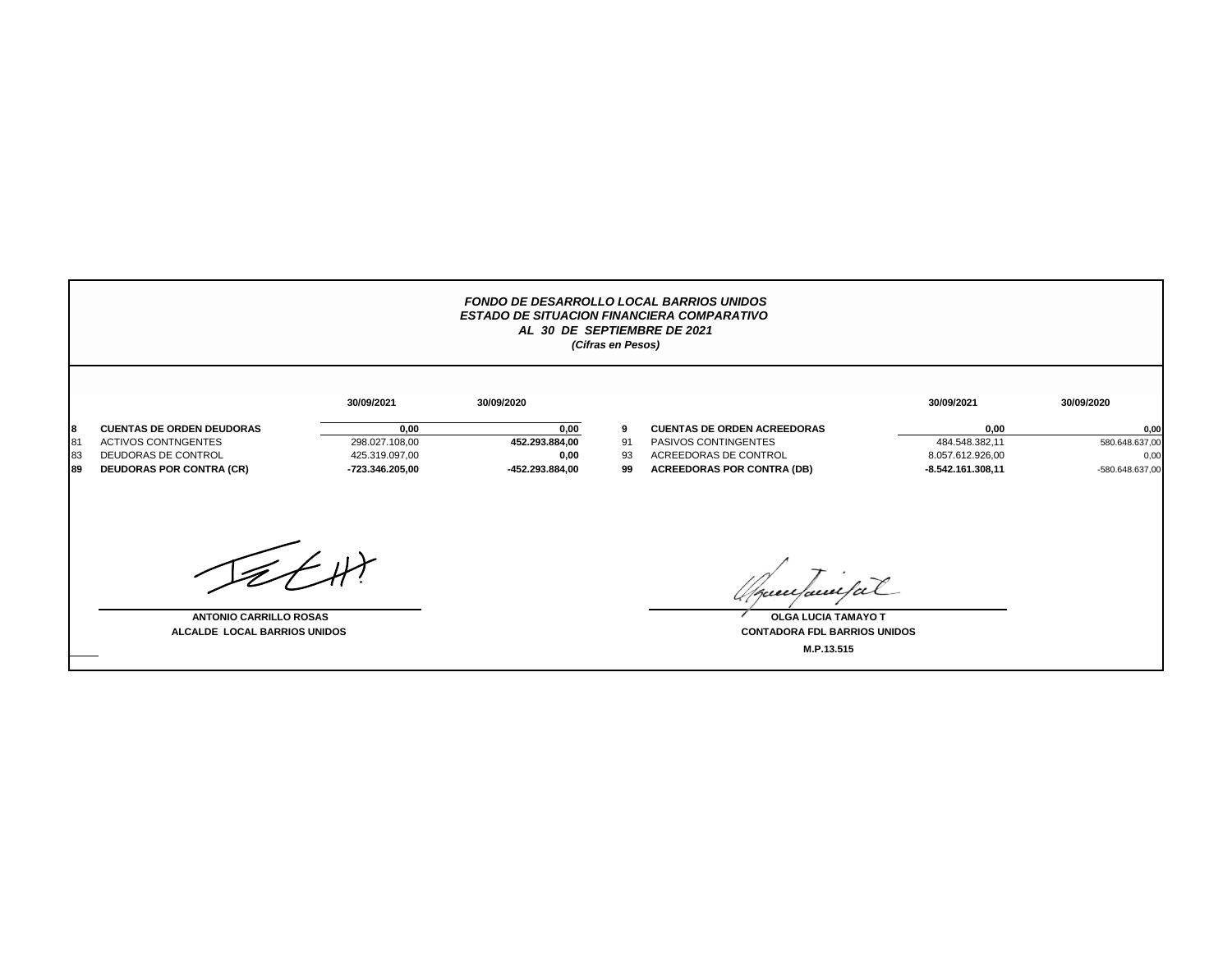***FONDO DE DESARROLLO LOCAL BARRIOS UNIDOS***
***ESTADO DE SITUACION FINANCIERA COMPARATIVO***
***AL 30 DE SEPTIEMBRE DE 2021***
***(Cifras en Pesos)***

| | | 30/09/2021 | 30/09/2020 | | | 30/09/2021 | 30/09/2020 |
|---|---|---|---|---|---|---|---|
| **8** | **CUENTAS DE ORDEN DEUDORAS** | **0,00** | **0,00** | **9** | **CUENTAS DE ORDEN ACREEDORAS** | **0,00** | **0,00** |
| 81 | ACTIVOS CONTNGENTES | 298.027.108,00 | **452.293.884,00** | 91 | PASIVOS CONTINGENTES | 484.548.382,11 | 580.648.637,00 |
| 83 | DEUDORAS DE CONTROL | 425.319.097,00 | **0,00** | 93 | ACREEDORAS DE CONTROL | 8.057.612.926,00 | 0,00 |
| **89** | **DEUDORAS POR CONTRA (CR)** | **-723.346.205,00** | **-452.293.884,00** | **99** | **ACREEDORAS POR CONTRA (DB)** | **-8.542.161.308,11** | -580.648.637,00 |

**ANTONIO CARRILLO ROSAS**
**ALCALDE LOCAL BARRIOS UNIDOS**

**OLGA LUCIA TAMAYO T**
**CONTADORA FDL BARRIOS UNIDOS**
**M.P.13.515**